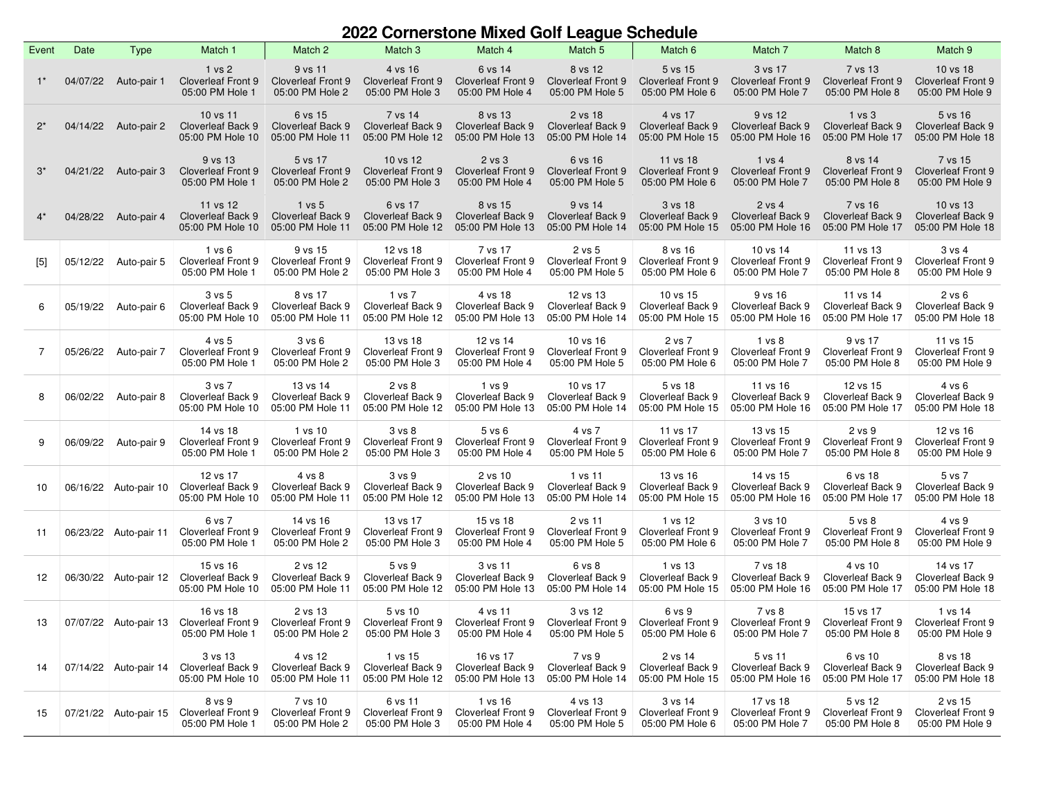# 2022 Cornerstone Mixed Golf League Schedule

| Event | Date | Type | Match 1 | Match 2 | Match 3 | Match 4 | Match 5 | Match 6 | Match 7 | Match 8 | Match 9 |
|---|---|---|---|---|---|---|---|---|---|---|---|
| 1* | 04/07/22 | Auto-pair 1 | 1 vs 2 Cloverleaf Front 9 05:00 PM Hole 1 | 9 vs 11 Cloverleaf Front 9 05:00 PM Hole 2 | 4 vs 16 Cloverleaf Front 9 05:00 PM Hole 3 | 6 vs 14 Cloverleaf Front 9 05:00 PM Hole 4 | 8 vs 12 Cloverleaf Front 9 05:00 PM Hole 5 | 5 vs 15 Cloverleaf Front 9 05:00 PM Hole 6 | 3 vs 17 Cloverleaf Front 9 05:00 PM Hole 7 | 7 vs 13 Cloverleaf Front 9 05:00 PM Hole 8 | 10 vs 18 Cloverleaf Front 9 05:00 PM Hole 9 |
| 2* | 04/14/22 | Auto-pair 2 | 10 vs 11 Cloverleaf Back 9 05:00 PM Hole 10 | 6 vs 15 Cloverleaf Back 9 05:00 PM Hole 11 | 7 vs 14 Cloverleaf Back 9 05:00 PM Hole 12 | 8 vs 13 Cloverleaf Back 9 05:00 PM Hole 13 | 2 vs 18 Cloverleaf Back 9 05:00 PM Hole 14 | 4 vs 17 Cloverleaf Back 9 05:00 PM Hole 15 | 9 vs 12 Cloverleaf Back 9 05:00 PM Hole 16 | 1 vs 3 Cloverleaf Back 9 05:00 PM Hole 17 | 5 vs 16 Cloverleaf Back 9 05:00 PM Hole 18 |
| 3* | 04/21/22 | Auto-pair 3 | 9 vs 13 Cloverleaf Front 9 05:00 PM Hole 1 | 5 vs 17 Cloverleaf Front 9 05:00 PM Hole 2 | 10 vs 12 Cloverleaf Front 9 05:00 PM Hole 3 | 2 vs 3 Cloverleaf Front 9 05:00 PM Hole 4 | 6 vs 16 Cloverleaf Front 9 05:00 PM Hole 5 | 11 vs 18 Cloverleaf Front 9 05:00 PM Hole 6 | 1 vs 4 Cloverleaf Front 9 05:00 PM Hole 7 | 8 vs 14 Cloverleaf Front 9 05:00 PM Hole 8 | 7 vs 15 Cloverleaf Front 9 05:00 PM Hole 9 |
| 4* | 04/28/22 | Auto-pair 4 | 11 vs 12 Cloverleaf Back 9 05:00 PM Hole 10 | 1 vs 5 Cloverleaf Back 9 05:00 PM Hole 11 | 6 vs 17 Cloverleaf Back 9 05:00 PM Hole 12 | 8 vs 15 Cloverleaf Back 9 05:00 PM Hole 13 | 9 vs 14 Cloverleaf Back 9 05:00 PM Hole 14 | 3 vs 18 Cloverleaf Back 9 05:00 PM Hole 15 | 2 vs 4 Cloverleaf Back 9 05:00 PM Hole 16 | 7 vs 16 Cloverleaf Back 9 05:00 PM Hole 17 | 10 vs 13 Cloverleaf Back 9 05:00 PM Hole 18 |
| [5] | 05/12/22 | Auto-pair 5 | 1 vs 6 Cloverleaf Front 9 05:00 PM Hole 1 | 9 vs 15 Cloverleaf Front 9 05:00 PM Hole 2 | 12 vs 18 Cloverleaf Front 9 05:00 PM Hole 3 | 7 vs 17 Cloverleaf Front 9 05:00 PM Hole 4 | 2 vs 5 Cloverleaf Front 9 05:00 PM Hole 5 | 8 vs 16 Cloverleaf Front 9 05:00 PM Hole 6 | 10 vs 14 Cloverleaf Front 9 05:00 PM Hole 7 | 11 vs 13 Cloverleaf Front 9 05:00 PM Hole 8 | 3 vs 4 Cloverleaf Front 9 05:00 PM Hole 9 |
| 6 | 05/19/22 | Auto-pair 6 | 3 vs 5 Cloverleaf Back 9 05:00 PM Hole 10 | 8 vs 17 Cloverleaf Back 9 05:00 PM Hole 11 | 1 vs 7 Cloverleaf Back 9 05:00 PM Hole 12 | 4 vs 18 Cloverleaf Back 9 05:00 PM Hole 13 | 12 vs 13 Cloverleaf Back 9 05:00 PM Hole 14 | 10 vs 15 Cloverleaf Back 9 05:00 PM Hole 15 | 9 vs 16 Cloverleaf Back 9 05:00 PM Hole 16 | 11 vs 14 Cloverleaf Back 9 05:00 PM Hole 17 | 2 vs 6 Cloverleaf Back 9 05:00 PM Hole 18 |
| 7 | 05/26/22 | Auto-pair 7 | 4 vs 5 Cloverleaf Front 9 05:00 PM Hole 1 | 3 vs 6 Cloverleaf Front 9 05:00 PM Hole 2 | 13 vs 18 Cloverleaf Front 9 05:00 PM Hole 3 | 12 vs 14 Cloverleaf Front 9 05:00 PM Hole 4 | 10 vs 16 Cloverleaf Front 9 05:00 PM Hole 5 | 2 vs 7 Cloverleaf Front 9 05:00 PM Hole 6 | 1 vs 8 Cloverleaf Front 9 05:00 PM Hole 7 | 9 vs 17 Cloverleaf Front 9 05:00 PM Hole 8 | 11 vs 15 Cloverleaf Front 9 05:00 PM Hole 9 |
| 8 | 06/02/22 | Auto-pair 8 | 3 vs 7 Cloverleaf Back 9 05:00 PM Hole 10 | 13 vs 14 Cloverleaf Back 9 05:00 PM Hole 11 | 2 vs 8 Cloverleaf Back 9 05:00 PM Hole 12 | 1 vs 9 Cloverleaf Back 9 05:00 PM Hole 13 | 10 vs 17 Cloverleaf Back 9 05:00 PM Hole 14 | 5 vs 18 Cloverleaf Back 9 05:00 PM Hole 15 | 11 vs 16 Cloverleaf Back 9 05:00 PM Hole 16 | 12 vs 15 Cloverleaf Back 9 05:00 PM Hole 17 | 4 vs 6 Cloverleaf Back 9 05:00 PM Hole 18 |
| 9 | 06/09/22 | Auto-pair 9 | 14 vs 18 Cloverleaf Front 9 05:00 PM Hole 1 | 1 vs 10 Cloverleaf Front 9 05:00 PM Hole 2 | 3 vs 8 Cloverleaf Front 9 05:00 PM Hole 3 | 5 vs 6 Cloverleaf Front 9 05:00 PM Hole 4 | 4 vs 7 Cloverleaf Front 9 05:00 PM Hole 5 | 11 vs 17 Cloverleaf Front 9 05:00 PM Hole 6 | 13 vs 15 Cloverleaf Front 9 05:00 PM Hole 7 | 2 vs 9 Cloverleaf Front 9 05:00 PM Hole 8 | 12 vs 16 Cloverleaf Front 9 05:00 PM Hole 9 |
| 10 | 06/16/22 | Auto-pair 10 | 12 vs 17 Cloverleaf Back 9 05:00 PM Hole 10 | 4 vs 8 Cloverleaf Back 9 05:00 PM Hole 11 | 3 vs 9 Cloverleaf Back 9 05:00 PM Hole 12 | 2 vs 10 Cloverleaf Back 9 05:00 PM Hole 13 | 1 vs 11 Cloverleaf Back 9 05:00 PM Hole 14 | 13 vs 16 Cloverleaf Back 9 05:00 PM Hole 15 | 14 vs 15 Cloverleaf Back 9 05:00 PM Hole 16 | 6 vs 18 Cloverleaf Back 9 05:00 PM Hole 17 | 5 vs 7 Cloverleaf Back 9 05:00 PM Hole 18 |
| 11 | 06/23/22 | Auto-pair 11 | 6 vs 7 Cloverleaf Front 9 05:00 PM Hole 1 | 14 vs 16 Cloverleaf Front 9 05:00 PM Hole 2 | 13 vs 17 Cloverleaf Front 9 05:00 PM Hole 3 | 15 vs 18 Cloverleaf Front 9 05:00 PM Hole 4 | 2 vs 11 Cloverleaf Front 9 05:00 PM Hole 5 | 1 vs 12 Cloverleaf Front 9 05:00 PM Hole 6 | 3 vs 10 Cloverleaf Front 9 05:00 PM Hole 7 | 5 vs 8 Cloverleaf Front 9 05:00 PM Hole 8 | 4 vs 9 Cloverleaf Front 9 05:00 PM Hole 9 |
| 12 | 06/30/22 | Auto-pair 12 | 15 vs 16 Cloverleaf Back 9 05:00 PM Hole 10 | 2 vs 12 Cloverleaf Back 9 05:00 PM Hole 11 | 5 vs 9 Cloverleaf Back 9 05:00 PM Hole 12 | 3 vs 11 Cloverleaf Back 9 05:00 PM Hole 13 | 6 vs 8 Cloverleaf Back 9 05:00 PM Hole 14 | 1 vs 13 Cloverleaf Back 9 05:00 PM Hole 15 | 7 vs 18 Cloverleaf Back 9 05:00 PM Hole 16 | 4 vs 10 Cloverleaf Back 9 05:00 PM Hole 17 | 14 vs 17 Cloverleaf Back 9 05:00 PM Hole 18 |
| 13 | 07/07/22 | Auto-pair 13 | 16 vs 18 Cloverleaf Front 9 05:00 PM Hole 1 | 2 vs 13 Cloverleaf Front 9 05:00 PM Hole 2 | 5 vs 10 Cloverleaf Front 9 05:00 PM Hole 3 | 4 vs 11 Cloverleaf Front 9 05:00 PM Hole 4 | 3 vs 12 Cloverleaf Front 9 05:00 PM Hole 5 | 6 vs 9 Cloverleaf Front 9 05:00 PM Hole 6 | 7 vs 8 Cloverleaf Front 9 05:00 PM Hole 7 | 15 vs 17 Cloverleaf Front 9 05:00 PM Hole 8 | 1 vs 14 Cloverleaf Front 9 05:00 PM Hole 9 |
| 14 | 07/14/22 | Auto-pair 14 | 3 vs 13 Cloverleaf Back 9 05:00 PM Hole 10 | 4 vs 12 Cloverleaf Back 9 05:00 PM Hole 11 | 1 vs 15 Cloverleaf Back 9 05:00 PM Hole 12 | 16 vs 17 Cloverleaf Back 9 05:00 PM Hole 13 | 7 vs 9 Cloverleaf Back 9 05:00 PM Hole 14 | 2 vs 14 Cloverleaf Back 9 05:00 PM Hole 15 | 5 vs 11 Cloverleaf Back 9 05:00 PM Hole 16 | 6 vs 10 Cloverleaf Back 9 05:00 PM Hole 17 | 8 vs 18 Cloverleaf Back 9 05:00 PM Hole 18 |
| 15 | 07/21/22 | Auto-pair 15 | 8 vs 9 Cloverleaf Front 9 05:00 PM Hole 1 | 7 vs 10 Cloverleaf Front 9 05:00 PM Hole 2 | 6 vs 11 Cloverleaf Front 9 05:00 PM Hole 3 | 1 vs 16 Cloverleaf Front 9 05:00 PM Hole 4 | 4 vs 13 Cloverleaf Front 9 05:00 PM Hole 5 | 3 vs 14 Cloverleaf Front 9 05:00 PM Hole 6 | 17 vs 18 Cloverleaf Front 9 05:00 PM Hole 7 | 5 vs 12 Cloverleaf Front 9 05:00 PM Hole 8 | 2 vs 15 Cloverleaf Front 9 05:00 PM Hole 9 |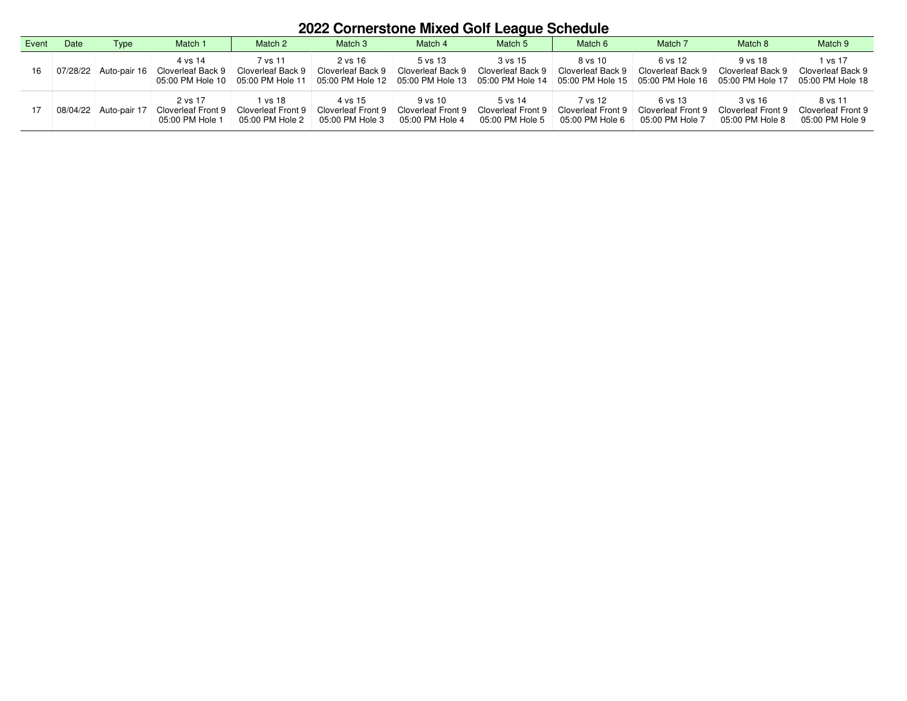# 2022 Cornerstone Mixed Golf League Schedule

| Event | Date | Type | Match 1 | Match 2 | Match 3 | Match 4 | Match 5 | Match 6 | Match 7 | Match 8 | Match 9 |
|---|---|---|---|---|---|---|---|---|---|---|---|
| 16 | 07/28/22 | Auto-pair 16 | 4 vs 14 Cloverleaf Back 9 05:00 PM Hole 10 | 7 vs 11 Cloverleaf Back 9 05:00 PM Hole 11 | 2 vs 16 Cloverleaf Back 9 05:00 PM Hole 12 | 5 vs 13 Cloverleaf Back 9 05:00 PM Hole 13 | 3 vs 15 Cloverleaf Back 9 05:00 PM Hole 14 | 8 vs 10 Cloverleaf Back 9 05:00 PM Hole 15 | 6 vs 12 Cloverleaf Back 9 05:00 PM Hole 16 | 9 vs 18 Cloverleaf Back 9 05:00 PM Hole 17 | 1 vs 17 Cloverleaf Back 9 05:00 PM Hole 18 |
| 17 | 08/04/22 | Auto-pair 17 | 2 vs 17 Cloverleaf Front 9 05:00 PM Hole 1 | 1 vs 18 Cloverleaf Front 9 05:00 PM Hole 2 | 4 vs 15 Cloverleaf Front 9 05:00 PM Hole 3 | 9 vs 10 Cloverleaf Front 9 05:00 PM Hole 4 | 5 vs 14 Cloverleaf Front 9 05:00 PM Hole 5 | 7 vs 12 Cloverleaf Front 9 05:00 PM Hole 6 | 6 vs 13 Cloverleaf Front 9 05:00 PM Hole 7 | 3 vs 16 Cloverleaf Front 9 05:00 PM Hole 8 | 8 vs 11 Cloverleaf Front 9 05:00 PM Hole 9 |